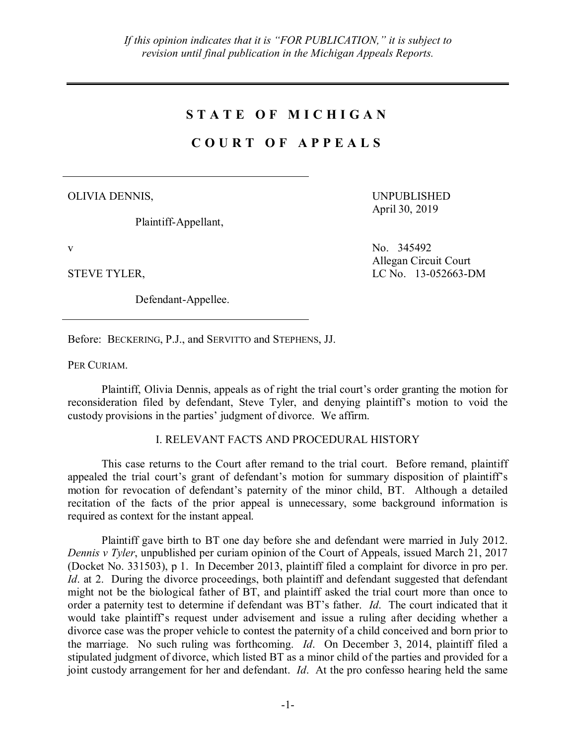*If this opinion indicates that it is "FOR PUBLICATION," it is subject to revision until final publication in the Michigan Appeals Reports.*

---

# STATE OF MICHIGAN

# COURT OF APPEALS

---

OLIVIA DENNIS,

Plaintiff-Appellant,

UNPUBLISHED
April 30, 2019

v

No. 345492
Allegan Circuit Court
LC No. 13-052663-DM

STEVE TYLER,

Defendant-Appellee.

---

Before: BECKERING, P.J., and SERVITTO and STEPHENS, JJ.

PER CURIAM.

Plaintiff, Olivia Dennis, appeals as of right the trial court's order granting the motion for reconsideration filed by defendant, Steve Tyler, and denying plaintiff's motion to void the custody provisions in the parties' judgment of divorce. We affirm.

## I. RELEVANT FACTS AND PROCEDURAL HISTORY

This case returns to the Court after remand to the trial court. Before remand, plaintiff appealed the trial court's grant of defendant's motion for summary disposition of plaintiff's motion for revocation of defendant's paternity of the minor child, BT. Although a detailed recitation of the facts of the prior appeal is unnecessary, some background information is required as context for the instant appeal.

Plaintiff gave birth to BT one day before she and defendant were married in July 2012. *Dennis v Tyler*, unpublished per curiam opinion of the Court of Appeals, issued March 21, 2017 (Docket No. 331503), p 1. In December 2013, plaintiff filed a complaint for divorce in pro per. *Id*. at 2. During the divorce proceedings, both plaintiff and defendant suggested that defendant might not be the biological father of BT, and plaintiff asked the trial court more than once to order a paternity test to determine if defendant was BT's father. *Id*. The court indicated that it would take plaintiff's request under advisement and issue a ruling after deciding whether a divorce case was the proper vehicle to contest the paternity of a child conceived and born prior to the marriage. No such ruling was forthcoming. *Id*. On December 3, 2014, plaintiff filed a stipulated judgment of divorce, which listed BT as a minor child of the parties and provided for a joint custody arrangement for her and defendant. *Id*. At the pro confesso hearing held the same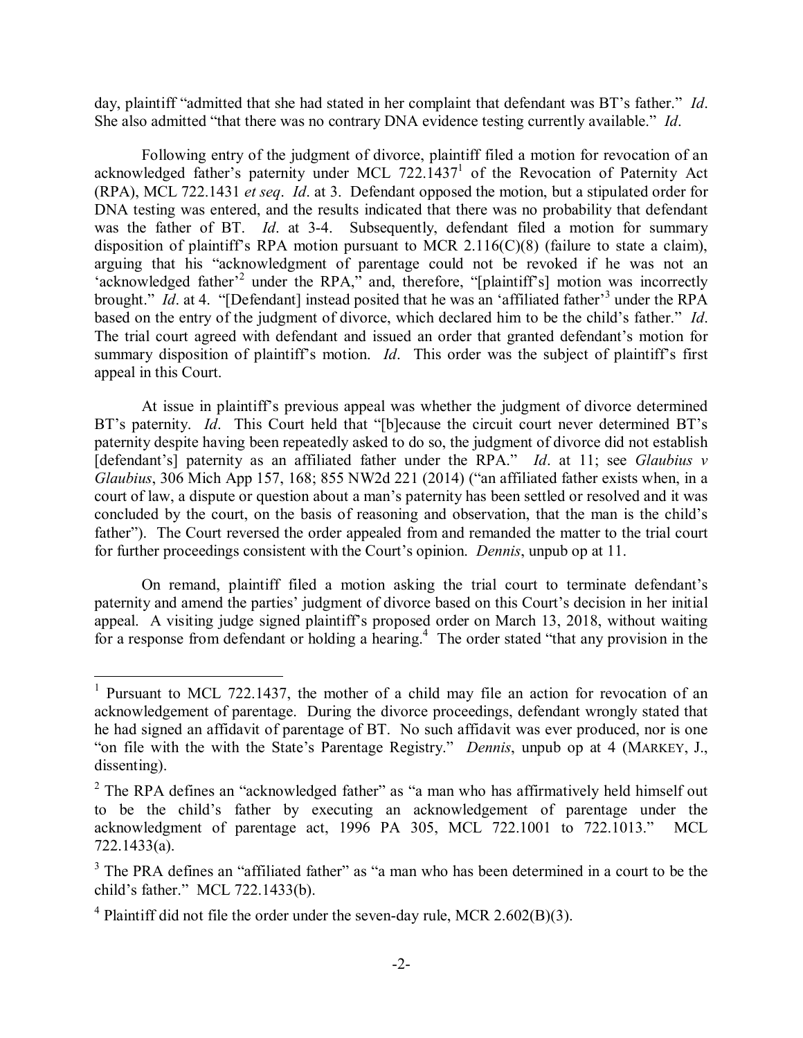day, plaintiff "admitted that she had stated in her complaint that defendant was BT's father." *Id*. She also admitted "that there was no contrary DNA evidence testing currently available." *Id*.

Following entry of the judgment of divorce, plaintiff filed a motion for revocation of an acknowledged father's paternity under MCL 722.1437[1] of the Revocation of Paternity Act (RPA), MCL 722.1431 *et seq*. *Id*. at 3. Defendant opposed the motion, but a stipulated order for DNA testing was entered, and the results indicated that there was no probability that defendant was the father of BT. *Id*. at 3-4. Subsequently, defendant filed a motion for summary disposition of plaintiff's RPA motion pursuant to MCR 2.116(C)(8) (failure to state a claim), arguing that his "acknowledgment of parentage could not be revoked if he was not an 'acknowledged father'[2] under the RPA," and, therefore, "[plaintiff's] motion was incorrectly brought." *Id*. at 4. "[Defendant] instead posited that he was an 'affiliated father'[3] under the RPA based on the entry of the judgment of divorce, which declared him to be the child's father." *Id*. The trial court agreed with defendant and issued an order that granted defendant's motion for summary disposition of plaintiff's motion. *Id*. This order was the subject of plaintiff's first appeal in this Court.

At issue in plaintiff's previous appeal was whether the judgment of divorce determined BT's paternity. *Id*. This Court held that "[b]ecause the circuit court never determined BT's paternity despite having been repeatedly asked to do so, the judgment of divorce did not establish [defendant's] paternity as an affiliated father under the RPA." *Id*. at 11; see *Glaubius v Glaubius*, 306 Mich App 157, 168; 855 NW2d 221 (2014) ("an affiliated father exists when, in a court of law, a dispute or question about a man's paternity has been settled or resolved and it was concluded by the court, on the basis of reasoning and observation, that the man is the child's father"). The Court reversed the order appealed from and remanded the matter to the trial court for further proceedings consistent with the Court's opinion. *Dennis*, unpub op at 11.

On remand, plaintiff filed a motion asking the trial court to terminate defendant's paternity and amend the parties' judgment of divorce based on this Court's decision in her initial appeal. A visiting judge signed plaintiff's proposed order on March 13, 2018, without waiting for a response from defendant or holding a hearing.[4] The order stated "that any provision in the

---

[1] Pursuant to MCL 722.1437, the mother of a child may file an action for revocation of an acknowledgement of parentage. During the divorce proceedings, defendant wrongly stated that he had signed an affidavit of parentage of BT. No such affidavit was ever produced, nor is one "on file with the with the State's Parentage Registry." *Dennis*, unpub op at 4 (MARKEY, J., dissenting).

[2] The RPA defines an "acknowledged father" as "a man who has affirmatively held himself out to be the child's father by executing an acknowledgement of parentage under the acknowledgment of parentage act, 1996 PA 305, MCL 722.1001 to 722.1013." MCL 722.1433(a).

[3] The PRA defines an "affiliated father" as "a man who has been determined in a court to be the child's father." MCL 722.1433(b).

[4] Plaintiff did not file the order under the seven-day rule, MCR 2.602(B)(3).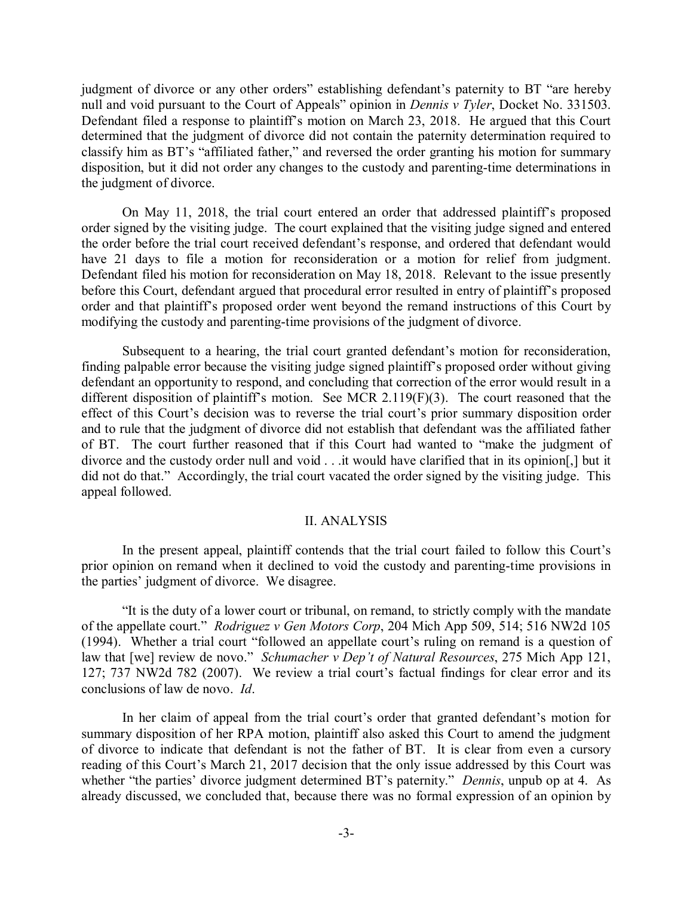judgment of divorce or any other orders" establishing defendant's paternity to BT "are hereby null and void pursuant to the Court of Appeals" opinion in *Dennis v Tyler*, Docket No. 331503. Defendant filed a response to plaintiff's motion on March 23, 2018. He argued that this Court determined that the judgment of divorce did not contain the paternity determination required to classify him as BT's "affiliated father," and reversed the order granting his motion for summary disposition, but it did not order any changes to the custody and parenting-time determinations in the judgment of divorce.

On May 11, 2018, the trial court entered an order that addressed plaintiff's proposed order signed by the visiting judge. The court explained that the visiting judge signed and entered the order before the trial court received defendant's response, and ordered that defendant would have 21 days to file a motion for reconsideration or a motion for relief from judgment. Defendant filed his motion for reconsideration on May 18, 2018. Relevant to the issue presently before this Court, defendant argued that procedural error resulted in entry of plaintiff's proposed order and that plaintiff's proposed order went beyond the remand instructions of this Court by modifying the custody and parenting-time provisions of the judgment of divorce.

Subsequent to a hearing, the trial court granted defendant's motion for reconsideration, finding palpable error because the visiting judge signed plaintiff's proposed order without giving defendant an opportunity to respond, and concluding that correction of the error would result in a different disposition of plaintiff's motion. See MCR 2.119(F)(3). The court reasoned that the effect of this Court's decision was to reverse the trial court's prior summary disposition order and to rule that the judgment of divorce did not establish that defendant was the affiliated father of BT. The court further reasoned that if this Court had wanted to "make the judgment of divorce and the custody order null and void . . .it would have clarified that in its opinion[,] but it did not do that." Accordingly, the trial court vacated the order signed by the visiting judge. This appeal followed.

## II. ANALYSIS

In the present appeal, plaintiff contends that the trial court failed to follow this Court's prior opinion on remand when it declined to void the custody and parenting-time provisions in the parties' judgment of divorce. We disagree.

"It is the duty of a lower court or tribunal, on remand, to strictly comply with the mandate of the appellate court." *Rodriguez v Gen Motors Corp*, 204 Mich App 509, 514; 516 NW2d 105 (1994). Whether a trial court "followed an appellate court's ruling on remand is a question of law that [we] review de novo." *Schumacher v Dep't of Natural Resources*, 275 Mich App 121, 127; 737 NW2d 782 (2007). We review a trial court's factual findings for clear error and its conclusions of law de novo. *Id*.

In her claim of appeal from the trial court's order that granted defendant's motion for summary disposition of her RPA motion, plaintiff also asked this Court to amend the judgment of divorce to indicate that defendant is not the father of BT. It is clear from even a cursory reading of this Court's March 21, 2017 decision that the only issue addressed by this Court was whether "the parties' divorce judgment determined BT's paternity." *Dennis*, unpub op at 4. As already discussed, we concluded that, because there was no formal expression of an opinion by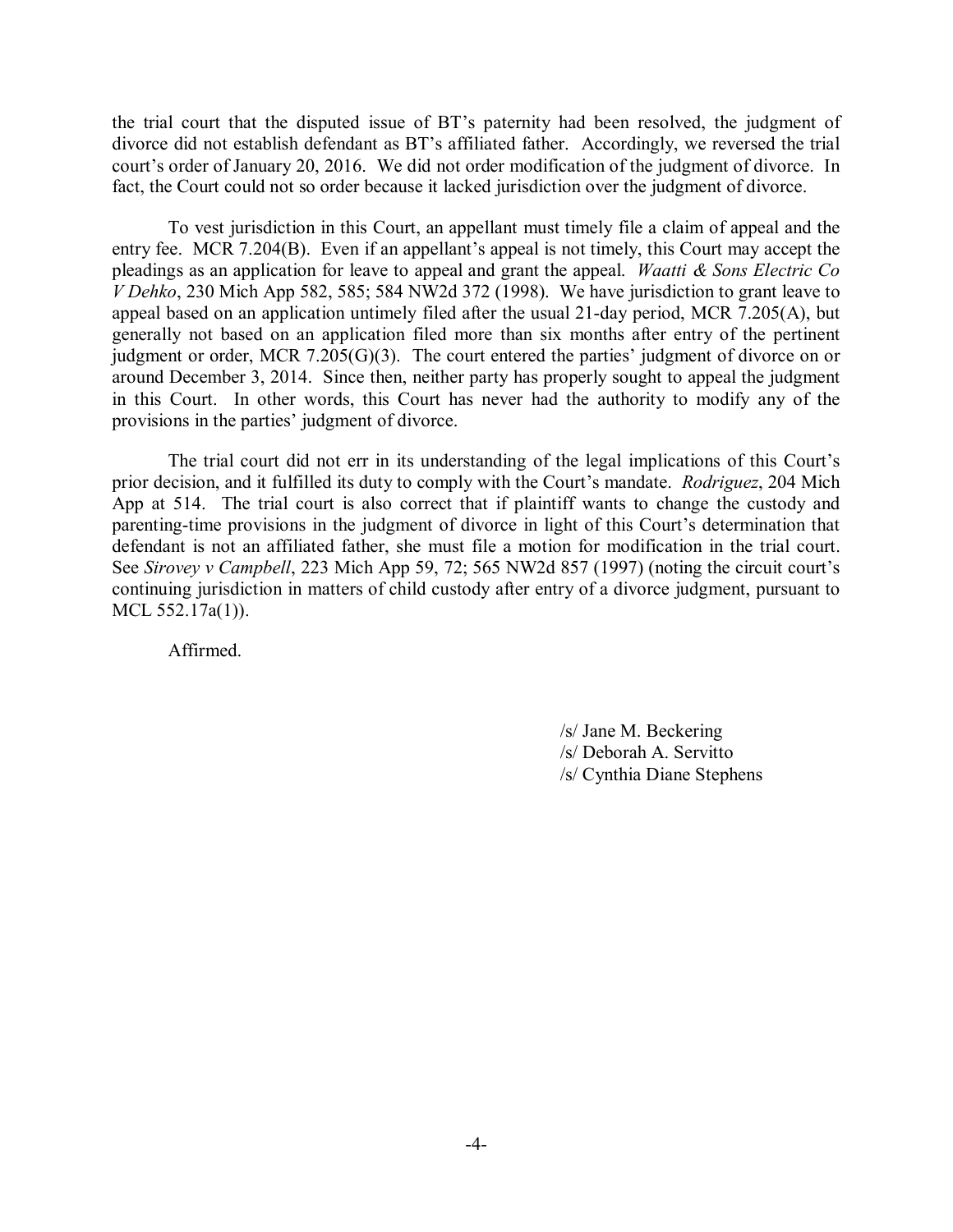the trial court that the disputed issue of BT's paternity had been resolved, the judgment of divorce did not establish defendant as BT's affiliated father. Accordingly, we reversed the trial court's order of January 20, 2016. We did not order modification of the judgment of divorce. In fact, the Court could not so order because it lacked jurisdiction over the judgment of divorce.

To vest jurisdiction in this Court, an appellant must timely file a claim of appeal and the entry fee. MCR 7.204(B). Even if an appellant's appeal is not timely, this Court may accept the pleadings as an application for leave to appeal and grant the appeal. *Waatti & Sons Electric Co V Dehko*, 230 Mich App 582, 585; 584 NW2d 372 (1998). We have jurisdiction to grant leave to appeal based on an application untimely filed after the usual 21-day period, MCR 7.205(A), but generally not based on an application filed more than six months after entry of the pertinent judgment or order, MCR 7.205(G)(3). The court entered the parties' judgment of divorce on or around December 3, 2014. Since then, neither party has properly sought to appeal the judgment in this Court. In other words, this Court has never had the authority to modify any of the provisions in the parties' judgment of divorce.

The trial court did not err in its understanding of the legal implications of this Court's prior decision, and it fulfilled its duty to comply with the Court's mandate. *Rodriguez*, 204 Mich App at 514. The trial court is also correct that if plaintiff wants to change the custody and parenting-time provisions in the judgment of divorce in light of this Court's determination that defendant is not an affiliated father, she must file a motion for modification in the trial court. See *Sirovey v Campbell*, 223 Mich App 59, 72; 565 NW2d 857 (1997) (noting the circuit court's continuing jurisdiction in matters of child custody after entry of a divorce judgment, pursuant to MCL 552.17a(1)).

Affirmed.

/s/ Jane M. Beckering
/s/ Deborah A. Servitto
/s/ Cynthia Diane Stephens